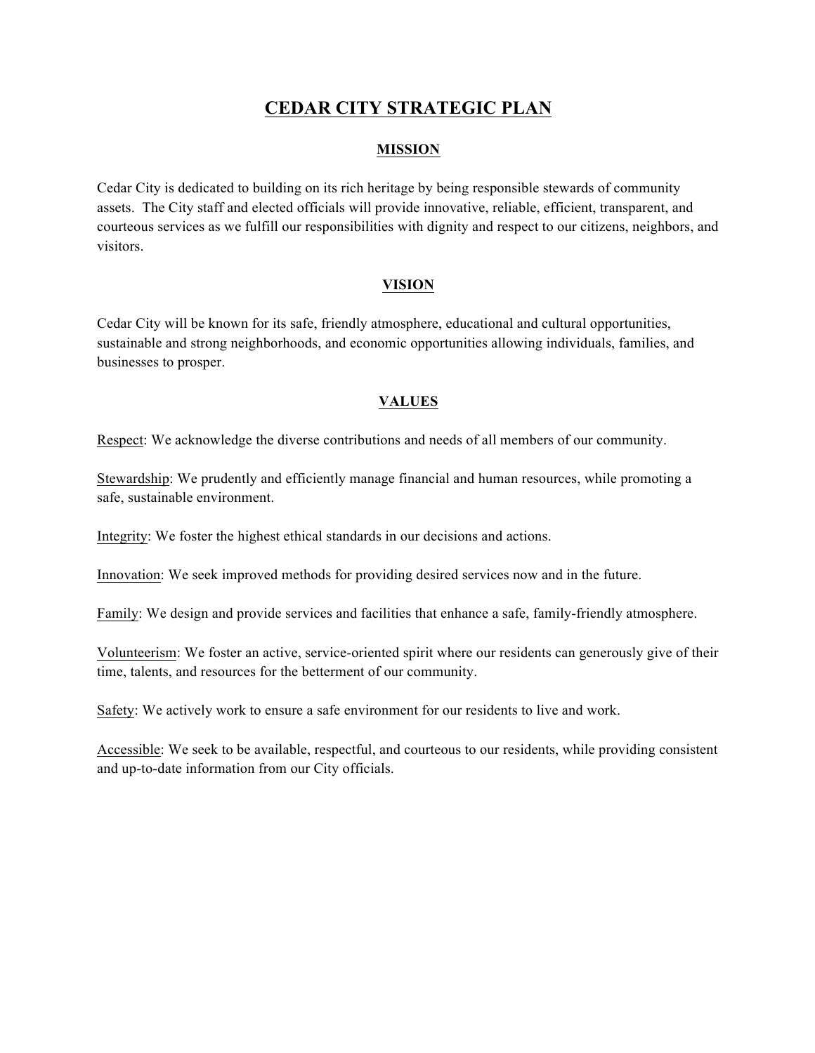# CEDAR CITY STRATEGIC PLAN

## MISSION

Cedar City is dedicated to building on its rich heritage by being responsible stewards of community assets. The City staff and elected officials will provide innovative, reliable, efficient, transparent, and courteous services as we fulfill our responsibilities with dignity and respect to our citizens, neighbors, and visitors.

## VISION

Cedar City will be known for its safe, friendly atmosphere, educational and cultural opportunities, sustainable and strong neighborhoods, and economic opportunities allowing individuals, families, and businesses to prosper.

## VALUES

Respect: We acknowledge the diverse contributions and needs of all members of our community.

Stewardship: We prudently and efficiently manage financial and human resources, while promoting a safe, sustainable environment.

Integrity: We foster the highest ethical standards in our decisions and actions.

Innovation: We seek improved methods for providing desired services now and in the future.

Family: We design and provide services and facilities that enhance a safe, family-friendly atmosphere.

Volunteerism: We foster an active, service-oriented spirit where our residents can generously give of their time, talents, and resources for the betterment of our community.

Safety: We actively work to ensure a safe environment for our residents to live and work.

Accessible: We seek to be available, respectful, and courteous to our residents, while providing consistent and up-to-date information from our City officials.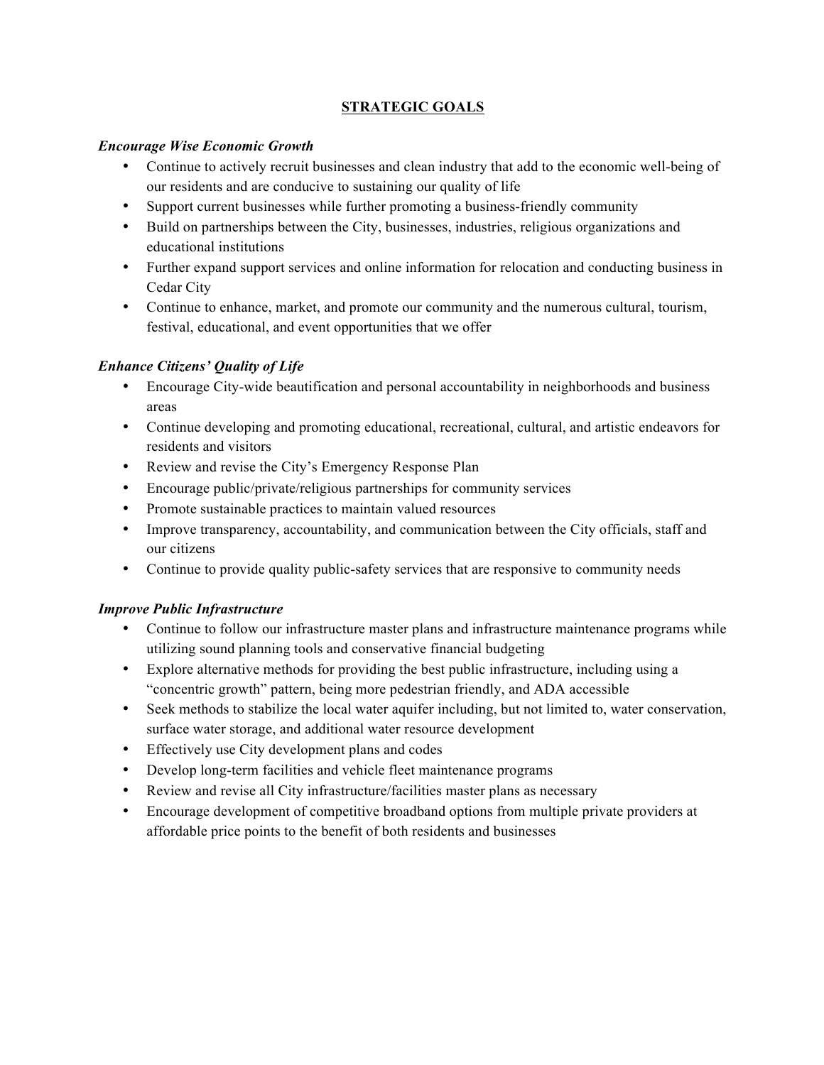# STRATEGIC GOALS

***Encourage Wise Economic Growth***

- Continue to actively recruit businesses and clean industry that add to the economic well-being of our residents and are conducive to sustaining our quality of life
- Support current businesses while further promoting a business-friendly community
- Build on partnerships between the City, businesses, industries, religious organizations and educational institutions
- Further expand support services and online information for relocation and conducting business in Cedar City
- Continue to enhance, market, and promote our community and the numerous cultural, tourism, festival, educational, and event opportunities that we offer

***Enhance Citizens' Quality of Life***

- Encourage City-wide beautification and personal accountability in neighborhoods and business areas
- Continue developing and promoting educational, recreational, cultural, and artistic endeavors for residents and visitors
- Review and revise the City's Emergency Response Plan
- Encourage public/private/religious partnerships for community services
- Promote sustainable practices to maintain valued resources
- Improve transparency, accountability, and communication between the City officials, staff and our citizens
- Continue to provide quality public-safety services that are responsive to community needs

***Improve Public Infrastructure***

- Continue to follow our infrastructure master plans and infrastructure maintenance programs while utilizing sound planning tools and conservative financial budgeting
- Explore alternative methods for providing the best public infrastructure, including using a "concentric growth" pattern, being more pedestrian friendly, and ADA accessible
- Seek methods to stabilize the local water aquifer including, but not limited to, water conservation, surface water storage, and additional water resource development
- Effectively use City development plans and codes
- Develop long-term facilities and vehicle fleet maintenance programs
- Review and revise all City infrastructure/facilities master plans as necessary
- Encourage development of competitive broadband options from multiple private providers at affordable price points to the benefit of both residents and businesses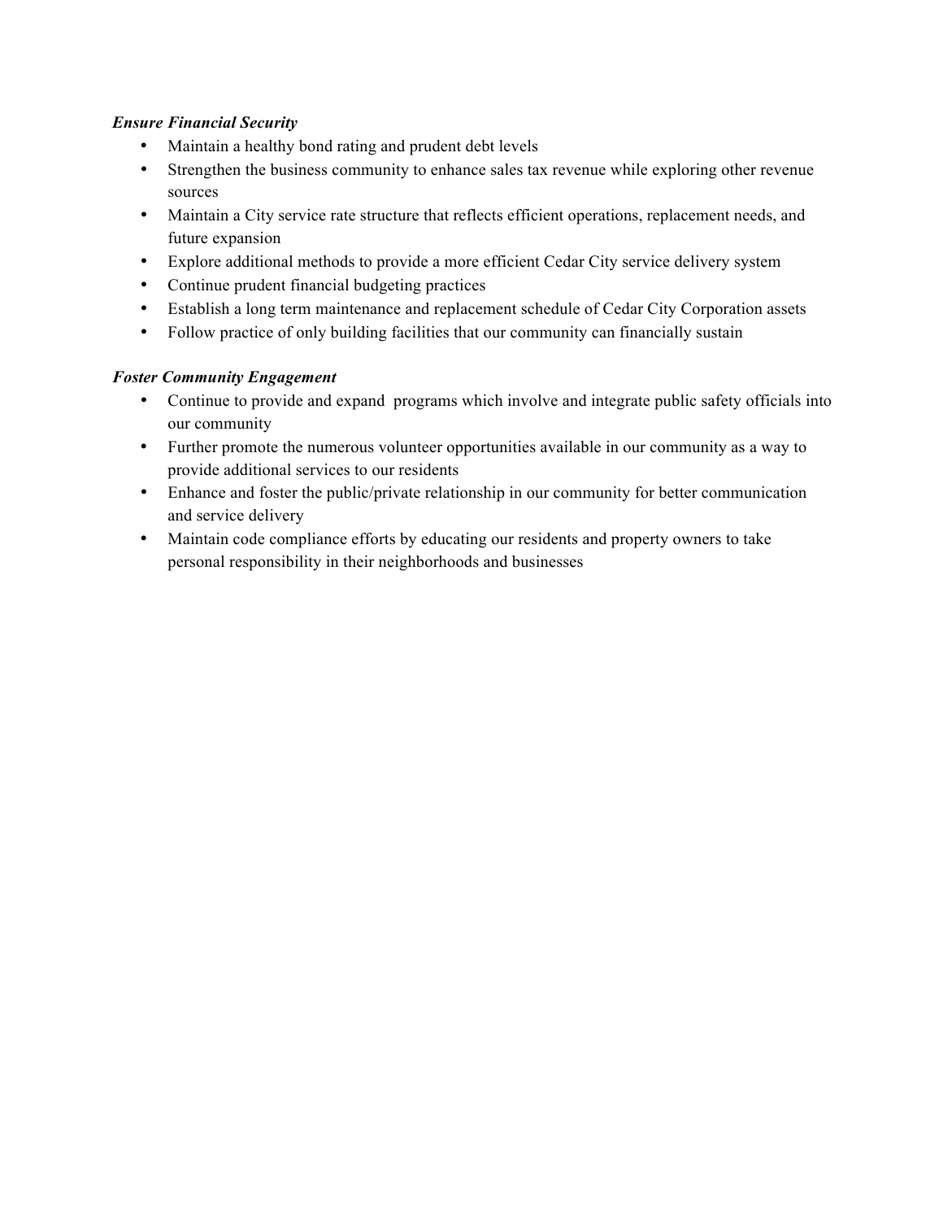***Ensure Financial Security***

- Maintain a healthy bond rating and prudent debt levels
- Strengthen the business community to enhance sales tax revenue while exploring other revenue sources
- Maintain a City service rate structure that reflects efficient operations, replacement needs, and future expansion
- Explore additional methods to provide a more efficient Cedar City service delivery system
- Continue prudent financial budgeting practices
- Establish a long term maintenance and replacement schedule of Cedar City Corporation assets
- Follow practice of only building facilities that our community can financially sustain

***Foster Community Engagement***

- Continue to provide and expand programs which involve and integrate public safety officials into our community
- Further promote the numerous volunteer opportunities available in our community as a way to provide additional services to our residents
- Enhance and foster the public/private relationship in our community for better communication and service delivery
- Maintain code compliance efforts by educating our residents and property owners to take personal responsibility in their neighborhoods and businesses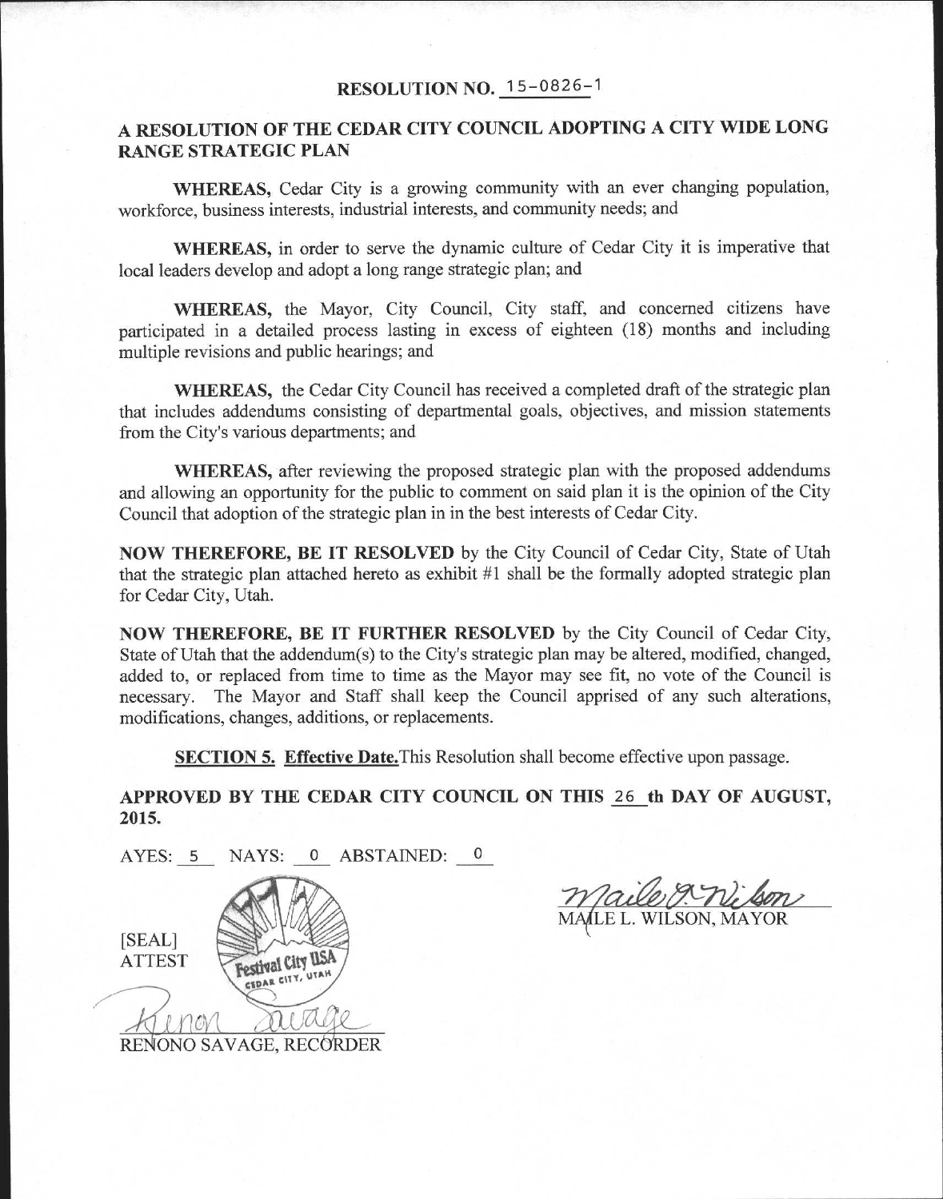# RESOLUTION NO. 15-0826-1

## A RESOLUTION OF THE CEDAR CITY COUNCIL ADOPTING A CITY WIDE LONG RANGE STRATEGIC PLAN

**WHEREAS,** Cedar City is a growing community with an ever changing population, workforce, business interests, industrial interests, and community needs; and

**WHEREAS,** in order to serve the dynamic culture of Cedar City it is imperative that local leaders develop and adopt a long range strategic plan; and

**WHEREAS,** the Mayor, City Council, City staff, and concerned citizens have participated in a detailed process lasting in excess of eighteen (18) months and including multiple revisions and public hearings; and

**WHEREAS,** the Cedar City Council has received a completed draft of the strategic plan that includes addendums consisting of departmental goals, objectives, and mission statements from the City's various departments; and

**WHEREAS,** after reviewing the proposed strategic plan with the proposed addendums and allowing an opportunity for the public to comment on said plan it is the opinion of the City Council that adoption of the strategic plan in in the best interests of Cedar City.

**NOW THEREFORE, BE IT RESOLVED** by the City Council of Cedar City, State of Utah that the strategic plan attached hereto as exhibit #1 shall be the formally adopted strategic plan for Cedar City, Utah.

**NOW THEREFORE, BE IT FURTHER RESOLVED** by the City Council of Cedar City, State of Utah that the addendum(s) to the City's strategic plan may be altered, modified, changed, added to, or replaced from time to time as the Mayor may see fit, no vote of the Council is necessary. The Mayor and Staff shall keep the Council apprised of any such alterations, modifications, changes, additions, or replacements.

**SECTION 5. Effective Date.** This Resolution shall become effective upon passage.

**APPROVED BY THE CEDAR CITY COUNCIL ON THIS 26 th DAY OF AUGUST, 2015.**

AYES: 5 NAYS: 0 ABSTAINED: 0

[SEAL]
ATTEST

Renon Savage
RENONO SAVAGE, RECORDER

Maile L. Wilson
MAILE L. WILSON, MAYOR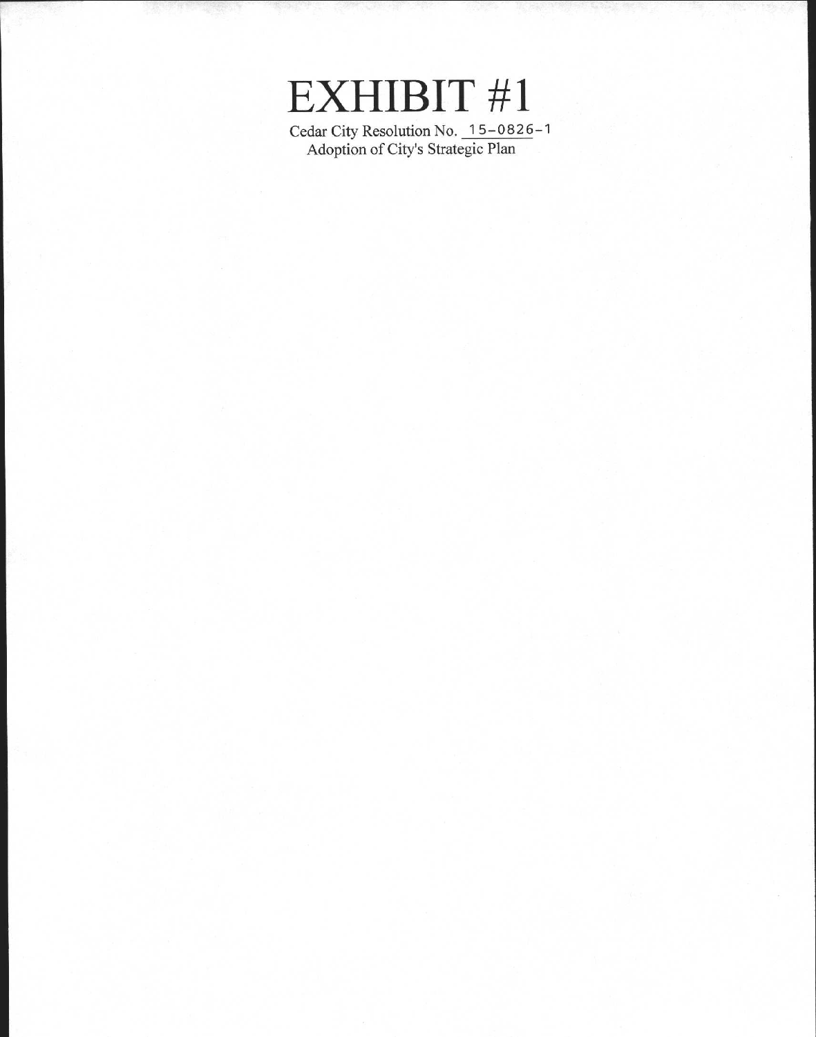# EXHIBIT #1

Cedar City Resolution No. 15-0826-1
Adoption of City's Strategic Plan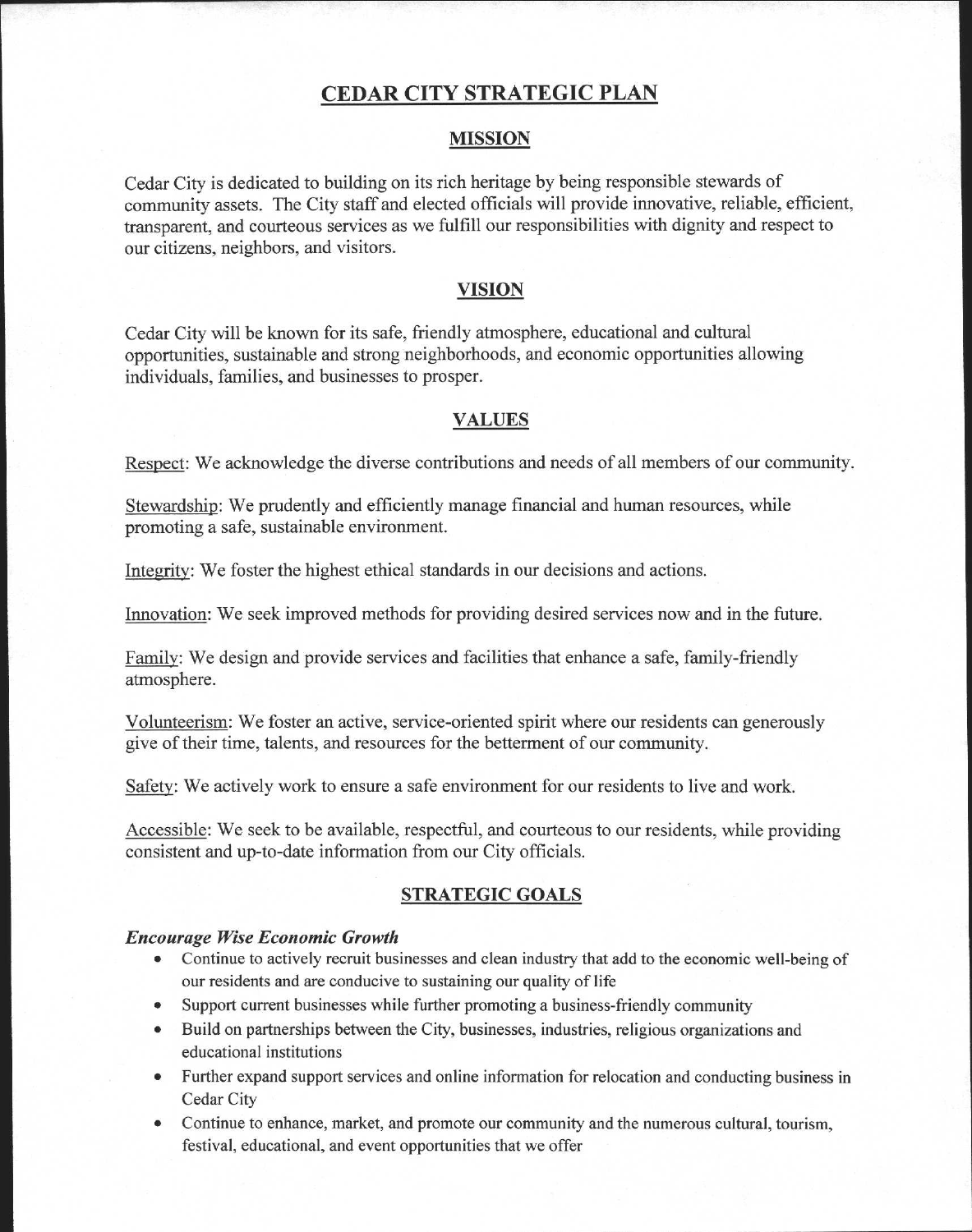# CEDAR CITY STRATEGIC PLAN

## MISSION

Cedar City is dedicated to building on its rich heritage by being responsible stewards of community assets. The City staff and elected officials will provide innovative, reliable, efficient, transparent, and courteous services as we fulfill our responsibilities with dignity and respect to our citizens, neighbors, and visitors.

## VISION

Cedar City will be known for its safe, friendly atmosphere, educational and cultural opportunities, sustainable and strong neighborhoods, and economic opportunities allowing individuals, families, and businesses to prosper.

## VALUES

Respect: We acknowledge the diverse contributions and needs of all members of our community.

Stewardship: We prudently and efficiently manage financial and human resources, while promoting a safe, sustainable environment.

Integrity: We foster the highest ethical standards in our decisions and actions.

Innovation: We seek improved methods for providing desired services now and in the future.

Family: We design and provide services and facilities that enhance a safe, family-friendly atmosphere.

Volunteerism: We foster an active, service-oriented spirit where our residents can generously give of their time, talents, and resources for the betterment of our community.

Safety: We actively work to ensure a safe environment for our residents to live and work.

Accessible: We seek to be available, respectful, and courteous to our residents, while providing consistent and up-to-date information from our City officials.

## STRATEGIC GOALS

***Encourage Wise Economic Growth***

- Continue to actively recruit businesses and clean industry that add to the economic well-being of our residents and are conducive to sustaining our quality of life
- Support current businesses while further promoting a business-friendly community
- Build on partnerships between the City, businesses, industries, religious organizations and educational institutions
- Further expand support services and online information for relocation and conducting business in Cedar City
- Continue to enhance, market, and promote our community and the numerous cultural, tourism, festival, educational, and event opportunities that we offer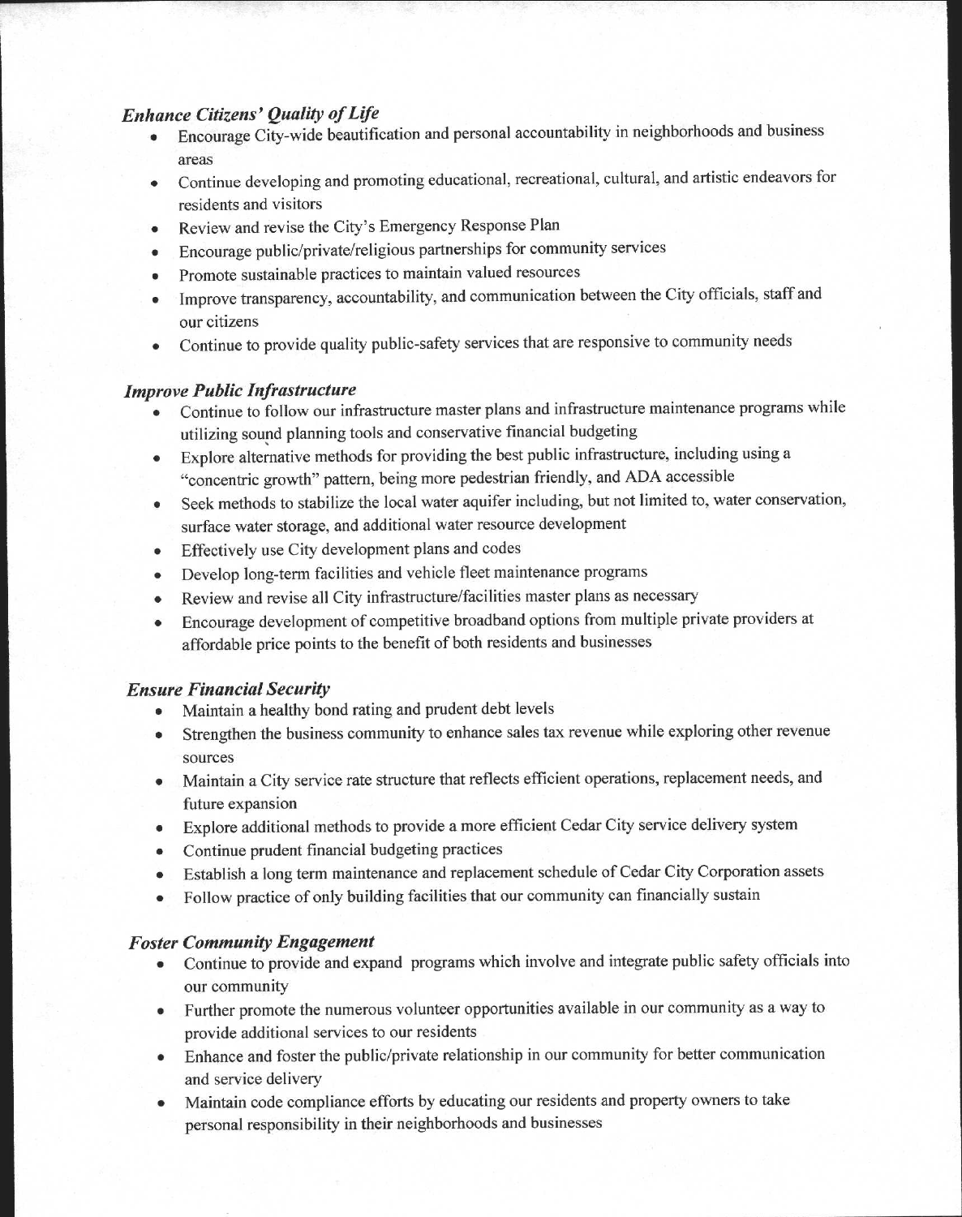### *Enhance Citizens' Quality of Life*

- Encourage City-wide beautification and personal accountability in neighborhoods and business areas
- Continue developing and promoting educational, recreational, cultural, and artistic endeavors for residents and visitors
- Review and revise the City's Emergency Response Plan
- Encourage public/private/religious partnerships for community services
- Promote sustainable practices to maintain valued resources
- Improve transparency, accountability, and communication between the City officials, staff and our citizens
- Continue to provide quality public-safety services that are responsive to community needs

### *Improve Public Infrastructure*

- Continue to follow our infrastructure master plans and infrastructure maintenance programs while utilizing sound planning tools and conservative financial budgeting
- Explore alternative methods for providing the best public infrastructure, including using a "concentric growth" pattern, being more pedestrian friendly, and ADA accessible
- Seek methods to stabilize the local water aquifer including, but not limited to, water conservation, surface water storage, and additional water resource development
- Effectively use City development plans and codes
- Develop long-term facilities and vehicle fleet maintenance programs
- Review and revise all City infrastructure/facilities master plans as necessary
- Encourage development of competitive broadband options from multiple private providers at affordable price points to the benefit of both residents and businesses

### *Ensure Financial Security*

- Maintain a healthy bond rating and prudent debt levels
- Strengthen the business community to enhance sales tax revenue while exploring other revenue sources
- Maintain a City service rate structure that reflects efficient operations, replacement needs, and future expansion
- Explore additional methods to provide a more efficient Cedar City service delivery system
- Continue prudent financial budgeting practices
- Establish a long term maintenance and replacement schedule of Cedar City Corporation assets
- Follow practice of only building facilities that our community can financially sustain

### *Foster Community Engagement*

- Continue to provide and expand programs which involve and integrate public safety officials into our community
- Further promote the numerous volunteer opportunities available in our community as a way to provide additional services to our residents
- Enhance and foster the public/private relationship in our community for better communication and service delivery
- Maintain code compliance efforts by educating our residents and property owners to take personal responsibility in their neighborhoods and businesses